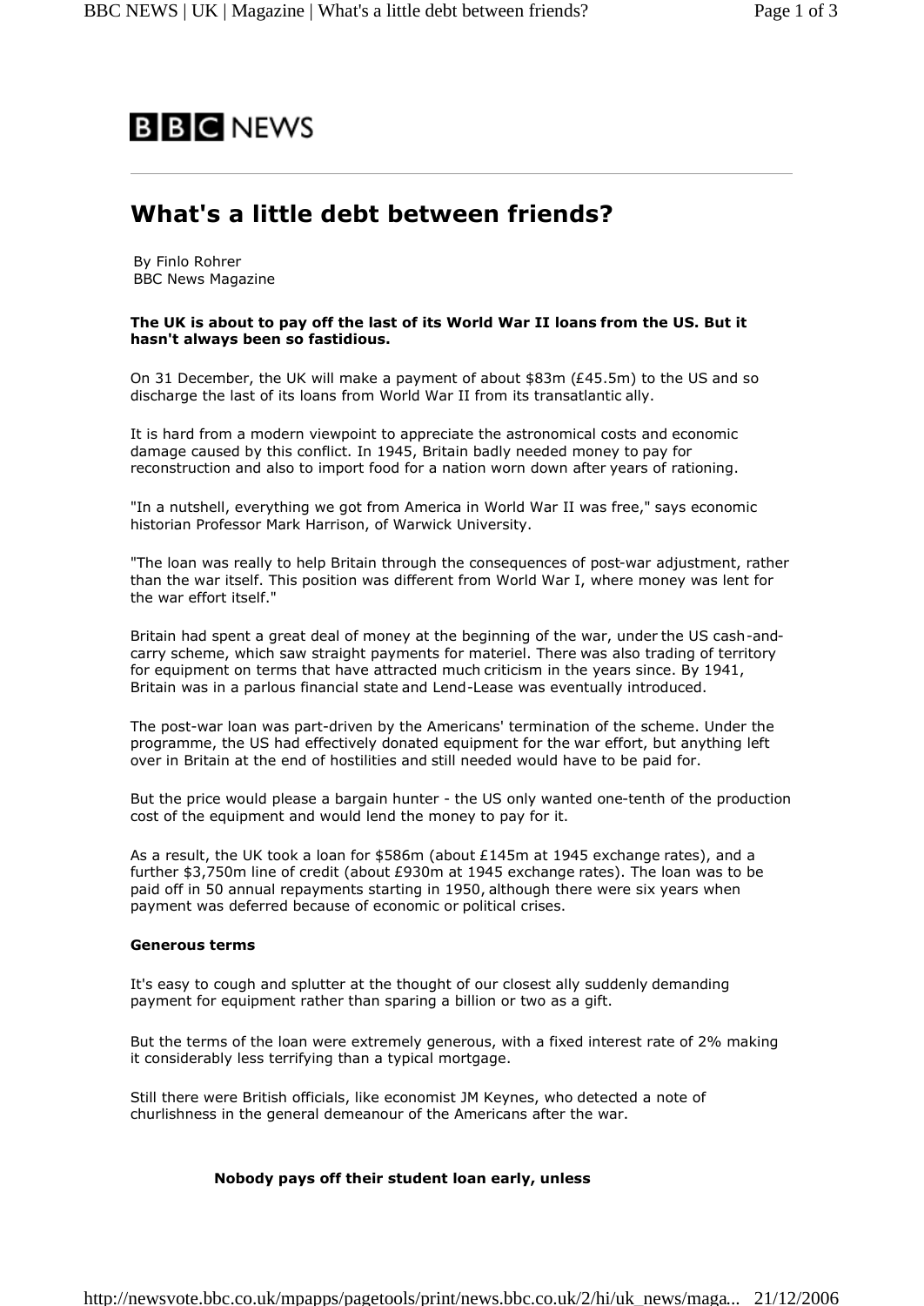BBC NEWS

# What's a little debt between friends?

By Finlo Rohrer
BBC News Magazine

**The UK is about to pay off the last of its World War II loans from the US. But it hasn't always been so fastidious.**

On 31 December, the UK will make a payment of about $83m (£45.5m) to the US and so discharge the last of its loans from World War II from its transatlantic ally.

It is hard from a modern viewpoint to appreciate the astronomical costs and economic damage caused by this conflict. In 1945, Britain badly needed money to pay for reconstruction and also to import food for a nation worn down after years of rationing.

"In a nutshell, everything we got from America in World War II was free," says economic historian Professor Mark Harrison, of Warwick University.

"The loan was really to help Britain through the consequences of post-war adjustment, rather than the war itself. This position was different from World War I, where money was lent for the war effort itself."

Britain had spent a great deal of money at the beginning of the war, under the US cash-and-carry scheme, which saw straight payments for materiel. There was also trading of territory for equipment on terms that have attracted much criticism in the years since. By 1941, Britain was in a parlous financial state and Lend-Lease was eventually introduced.

The post-war loan was part-driven by the Americans' termination of the scheme. Under the programme, the US had effectively donated equipment for the war effort, but anything left over in Britain at the end of hostilities and still needed would have to be paid for.

But the price would please a bargain hunter - the US only wanted one-tenth of the production cost of the equipment and would lend the money to pay for it.

As a result, the UK took a loan for $586m (about £145m at 1945 exchange rates), and a further $3,750m line of credit (about £930m at 1945 exchange rates). The loan was to be paid off in 50 annual repayments starting in 1950, although there were six years when payment was deferred because of economic or political crises.

### Generous terms

It's easy to cough and splutter at the thought of our closest ally suddenly demanding payment for equipment rather than sparing a billion or two as a gift.

But the terms of the loan were extremely generous, with a fixed interest rate of 2% making it considerably less terrifying than a typical mortgage.

Still there were British officials, like economist JM Keynes, who detected a note of churlishness in the general demeanour of the Americans after the war.

**Nobody pays off their student loan early, unless**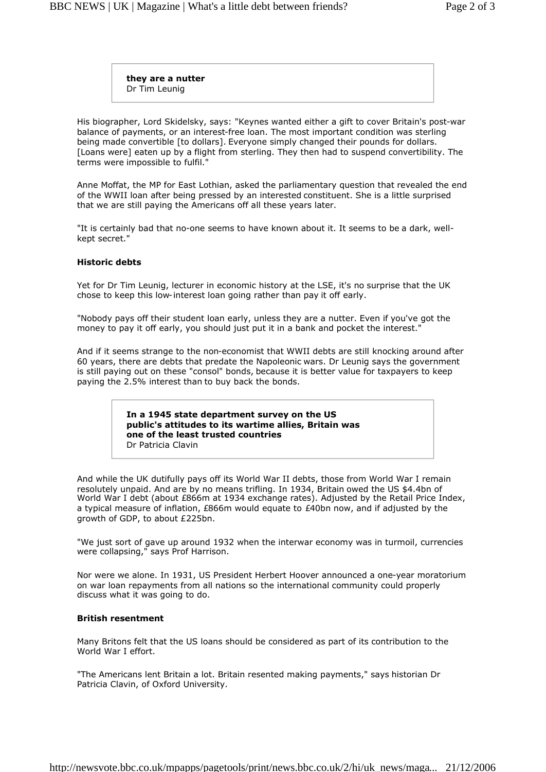> **they are a nutter**
> Dr Tim Leunig

His biographer, Lord Skidelsky, says: "Keynes wanted either a gift to cover Britain's post-war balance of payments, or an interest-free loan. The most important condition was sterling being made convertible [to dollars]. Everyone simply changed their pounds for dollars. [Loans were] eaten up by a flight from sterling. They then had to suspend convertibility. The terms were impossible to fulfil."

Anne Moffat, the MP for East Lothian, asked the parliamentary question that revealed the end of the WWII loan after being pressed by an interested constituent. She is a little surprised that we are still paying the Americans off all these years later.

"It is certainly bad that no-one seems to have known about it. It seems to be a dark, well-kept secret."

### Historic debts

Yet for Dr Tim Leunig, lecturer in economic history at the LSE, it's no surprise that the UK chose to keep this low-interest loan going rather than pay it off early.

"Nobody pays off their student loan early, unless they are a nutter. Even if you've got the money to pay it off early, you should just put it in a bank and pocket the interest."

And if it seems strange to the non-economist that WWII debts are still knocking around after 60 years, there are debts that predate the Napoleonic wars. Dr Leunig says the government is still paying out on these "consol" bonds, because it is better value for taxpayers to keep paying the 2.5% interest than to buy back the bonds.

> **In a 1945 state department survey on the US public's attitudes to its wartime allies, Britain was one of the least trusted countries**
> Dr Patricia Clavin

And while the UK dutifully pays off its World War II debts, those from World War I remain resolutely unpaid. And are by no means trifling. In 1934, Britain owed the US $4.4bn of World War I debt (about £866m at 1934 exchange rates). Adjusted by the Retail Price Index, a typical measure of inflation, £866m would equate to £40bn now, and if adjusted by the growth of GDP, to about £225bn.

"We just sort of gave up around 1932 when the interwar economy was in turmoil, currencies were collapsing," says Prof Harrison.

Nor were we alone. In 1931, US President Herbert Hoover announced a one-year moratorium on war loan repayments from all nations so the international community could properly discuss what it was going to do.

### British resentment

Many Britons felt that the US loans should be considered as part of its contribution to the World War I effort.

"The Americans lent Britain a lot. Britain resented making payments," says historian Dr Patricia Clavin, of Oxford University.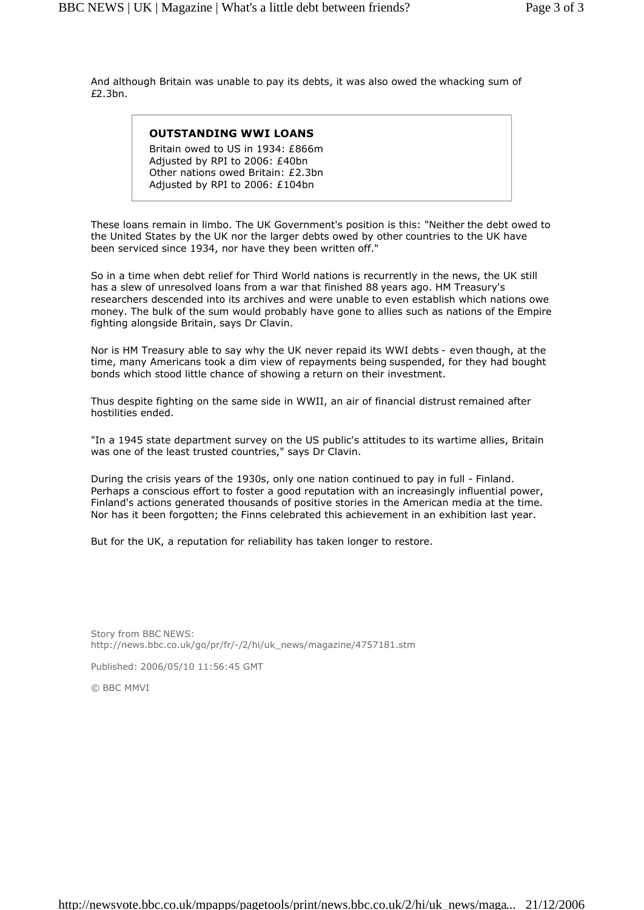And although Britain was unable to pay its debts, it was also owed the whacking sum of £2.3bn.

> **OUTSTANDING WWI LOANS**
>
> Britain owed to US in 1934: £866m
> Adjusted by RPI to 2006: £40bn
> Other nations owed Britain: £2.3bn
> Adjusted by RPI to 2006: £104bn

These loans remain in limbo. The UK Government's position is this: "Neither the debt owed to the United States by the UK nor the larger debts owed by other countries to the UK have been serviced since 1934, nor have they been written off."

So in a time when debt relief for Third World nations is recurrently in the news, the UK still has a slew of unresolved loans from a war that finished 88 years ago. HM Treasury's researchers descended into its archives and were unable to even establish which nations owe money. The bulk of the sum would probably have gone to allies such as nations of the Empire fighting alongside Britain, says Dr Clavin.

Nor is HM Treasury able to say why the UK never repaid its WWI debts - even though, at the time, many Americans took a dim view of repayments being suspended, for they had bought bonds which stood little chance of showing a return on their investment.

Thus despite fighting on the same side in WWII, an air of financial distrust remained after hostilities ended.

"In a 1945 state department survey on the US public's attitudes to its wartime allies, Britain was one of the least trusted countries," says Dr Clavin.

During the crisis years of the 1930s, only one nation continued to pay in full - Finland. Perhaps a conscious effort to foster a good reputation with an increasingly influential power, Finland's actions generated thousands of positive stories in the American media at the time. Nor has it been forgotten; the Finns celebrated this achievement in an exhibition last year.

But for the UK, a reputation for reliability has taken longer to restore.

Story from BBC NEWS:
http://news.bbc.co.uk/go/pr/fr/-/2/hi/uk_news/magazine/4757181.stm

Published: 2006/05/10 11:56:45 GMT

© BBC MMVI